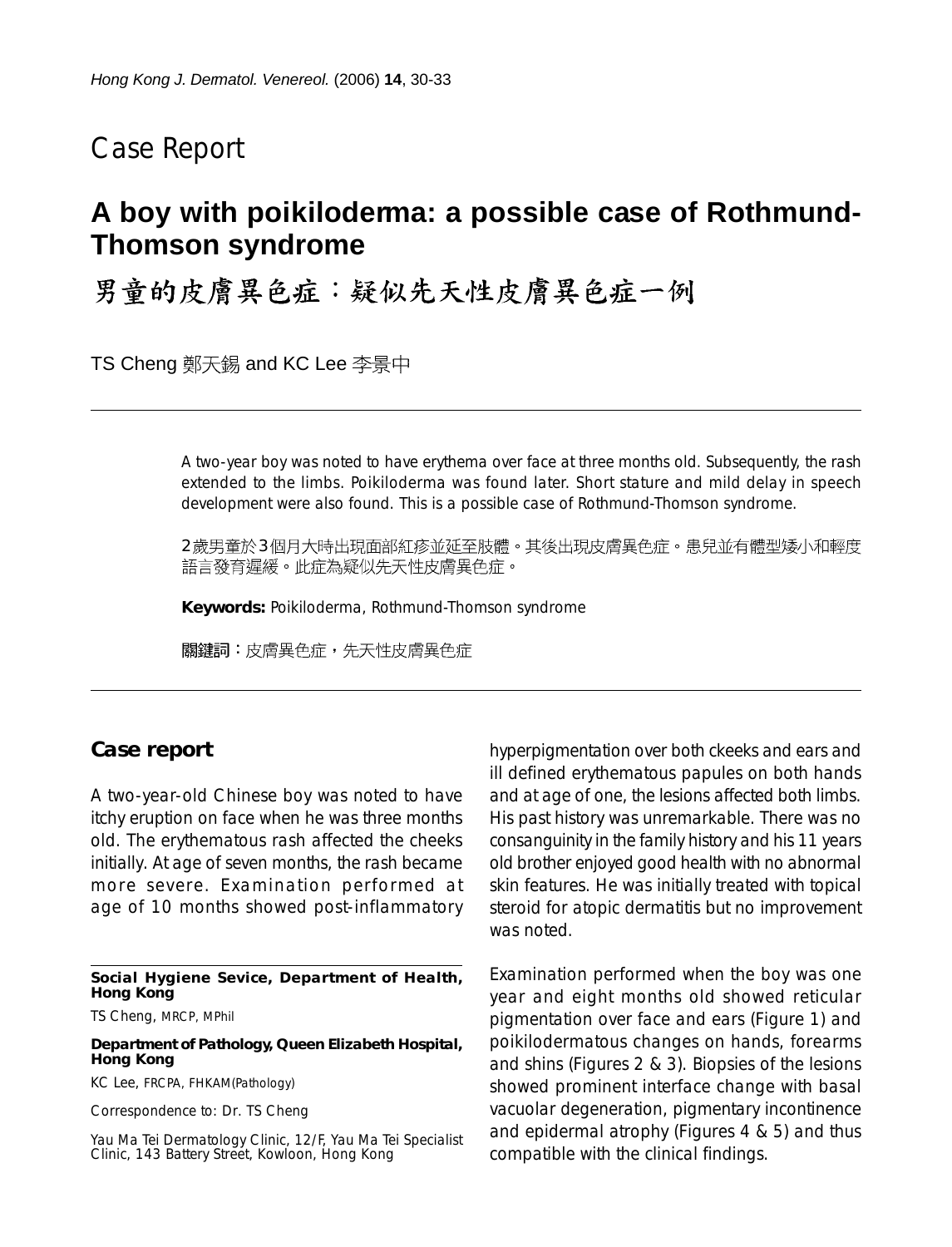# Case Report

## A boy with poikiloderma: a possible case of Rothmund-Thomson syndrome

## 男童的皮膚異色症：疑似先天性皮膚異色症一例

TS Cheng 鄭天錫 and KC Lee 李景中

A two-year boy was noted to have erythema over face at three months old. Subsequently, the rash extended to the limbs. Poikiloderma was found later. Short stature and mild delay in speech development were also found. This is a possible case of Rothmund-Thomson syndrome.

2歲男童於3個月大時出現面部紅疹並延至肢體。其後出現皮膚異色症。患兒並有體型矮小和輕度語言發育遲緩。此症為疑似先天性皮膚異色症。

**Keywords:** Poikiloderma, Rothmund-Thomson syndrome

**關鍵詞：**皮膚異色症，先天性皮膚異色症

## Case report

A two-year-old Chinese boy was noted to have itchy eruption on face when he was three months old. The erythematous rash affected the cheeks initially. At age of seven months, the rash became more severe. Examination performed at age of 10 months showed post-inflammatory hyperpigmentation over both ckeeks and ears and ill defined erythematous papules on both hands and at age of one, the lesions affected both limbs. His past history was unremarkable. There was no consanguinity in the family history and his 11 years old brother enjoyed good health with no abnormal skin features. He was initially treated with topical steroid for atopic dermatitis but no improvement was noted.

Examination performed when the boy was one year and eight months old showed reticular pigmentation over face and ears (Figure 1) and poikilodermatous changes on hands, forearms and shins (Figures 2 & 3). Biopsies of the lesions showed prominent interface change with basal vacuolar degeneration, pigmentary incontinence and epidermal atrophy (Figures 4 & 5) and thus compatible with the clinical findings.

**Social Hygiene Sevice, Department of Health, Hong Kong**

TS Cheng, MRCP, MPhil

**Department of Pathology, Queen Elizabeth Hospital, Hong Kong**

KC Lee, FRCPA, FHKAM(Pathology)

Correspondence to: Dr. TS Cheng

Yau Ma Tei Dermatology Clinic, 12/F, Yau Ma Tei Specialist Clinic, 143 Battery Street, Kowloon, Hong Kong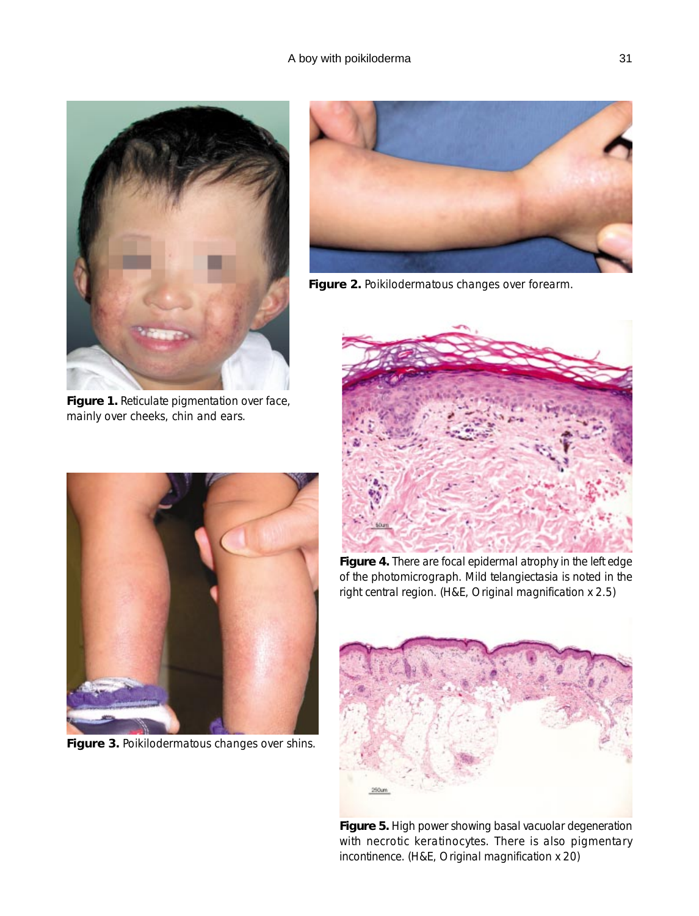Figure 1. Reticulate pigmentation over face, mainly over cheeks, chin and ears.

Figure 2. Poikilodermatous changes over forearm.

Figure 3. Poikilodermatous changes over shins.

Figure 4. There are focal epidermal atrophy in the left edge of the photomicrograph. Mild telangiectasia is noted in the right central region. (H&E, Original magnification x 2.5)

Figure 5. High power showing basal vacuolar degeneration with necrotic keratinocytes. There is also pigmentary incontinence. (H&E, Original magnification x 20)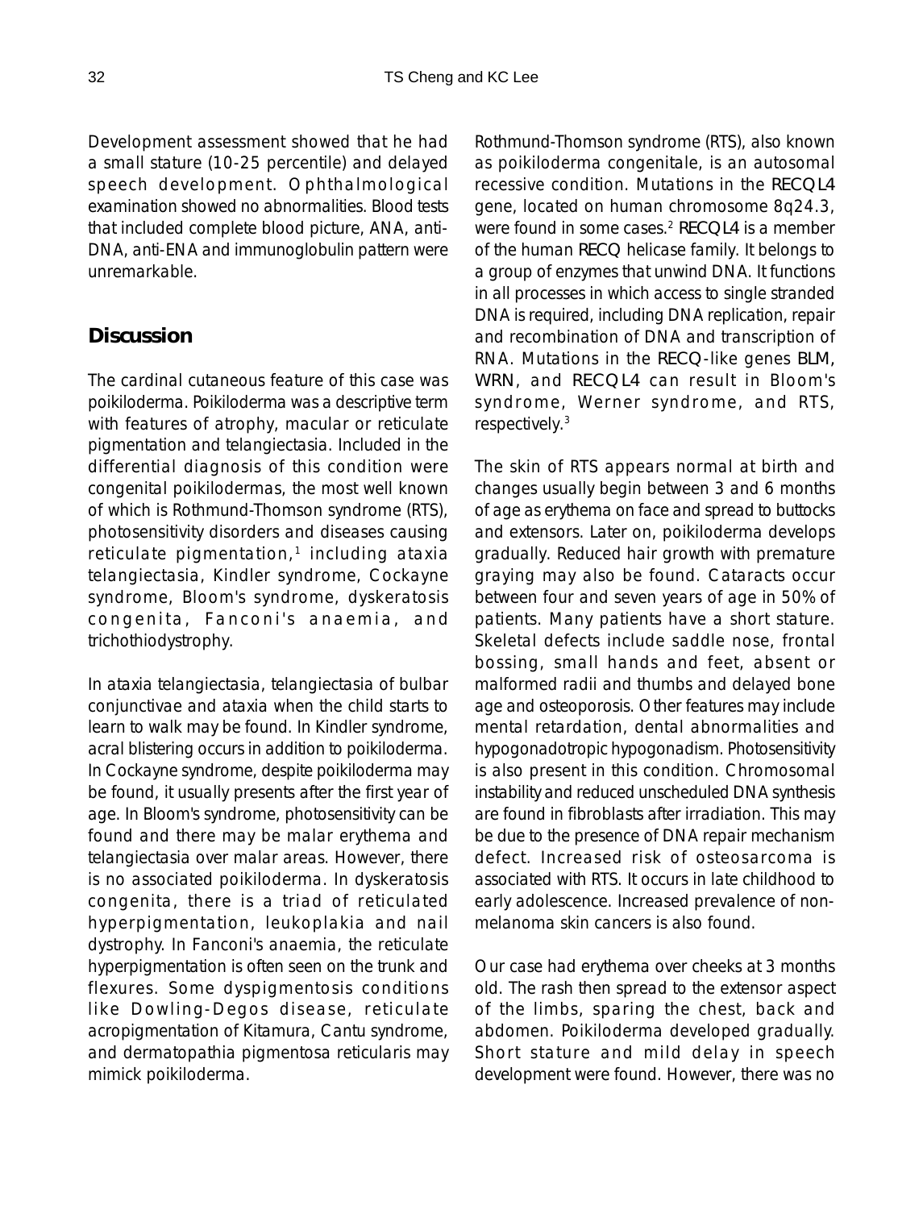Development assessment showed that he had a small stature (10-25 percentile) and delayed speech development. Ophthalmological examination showed no abnormalities. Blood tests that included complete blood picture, ANA, anti-DNA, anti-ENA and immunoglobulin pattern were unremarkable.

## Discussion

The cardinal cutaneous feature of this case was poikiloderma. Poikiloderma was a descriptive term with features of atrophy, macular or reticulate pigmentation and telangiectasia. Included in the differential diagnosis of this condition were congenital poikilodermas, the most well known of which is Rothmund-Thomson syndrome (RTS), photosensitivity disorders and diseases causing reticulate pigmentation,[1] including ataxia telangiectasia, Kindler syndrome, Cockayne syndrome, Bloom's syndrome, dyskeratosis congenita, Fanconi's anaemia, and trichothiodystrophy.

In ataxia telangiectasia, telangiectasia of bulbar conjunctivae and ataxia when the child starts to learn to walk may be found. In Kindler syndrome, acral blistering occurs in addition to poikiloderma. In Cockayne syndrome, despite poikiloderma may be found, it usually presents after the first year of age. In Bloom's syndrome, photosensitivity can be found and there may be malar erythema and telangiectasia over malar areas. However, there is no associated poikiloderma. In dyskeratosis congenita, there is a triad of reticulated hyperpigmentation, leukoplakia and nail dystrophy. In Fanconi's anaemia, the reticulate hyperpigmentation is often seen on the trunk and flexures. Some dyspigmentosis conditions like Dowling-Degos disease, reticulate acropigmentation of Kitamura, Cantu syndrome, and dermatopathia pigmentosa reticularis may mimick poikiloderma.

Rothmund-Thomson syndrome (RTS), also known as poikiloderma congenitale, is an autosomal recessive condition. Mutations in the RECQL4 gene, located on human chromosome 8q24.3, were found in some cases.[2] RECQL4 is a member of the human RECQ helicase family. It belongs to a group of enzymes that unwind DNA. It functions in all processes in which access to single stranded DNA is required, including DNA replication, repair and recombination of DNA and transcription of RNA. Mutations in the RECQ-like genes BLM, WRN, and RECQL4 can result in Bloom's syndrome, Werner syndrome, and RTS, respectively.[3]

The skin of RTS appears normal at birth and changes usually begin between 3 and 6 months of age as erythema on face and spread to buttocks and extensors. Later on, poikiloderma develops gradually. Reduced hair growth with premature graying may also be found. Cataracts occur between four and seven years of age in 50% of patients. Many patients have a short stature. Skeletal defects include saddle nose, frontal bossing, small hands and feet, absent or malformed radii and thumbs and delayed bone age and osteoporosis. Other features may include mental retardation, dental abnormalities and hypogonadotropic hypogonadism. Photosensitivity is also present in this condition. Chromosomal instability and reduced unscheduled DNA synthesis are found in fibroblasts after irradiation. This may be due to the presence of DNA repair mechanism defect. Increased risk of osteosarcoma is associated with RTS. It occurs in late childhood to early adolescence. Increased prevalence of non-melanoma skin cancers is also found.

Our case had erythema over cheeks at 3 months old. The rash then spread to the extensor aspect of the limbs, sparing the chest, back and abdomen. Poikiloderma developed gradually. Short stature and mild delay in speech development were found. However, there was no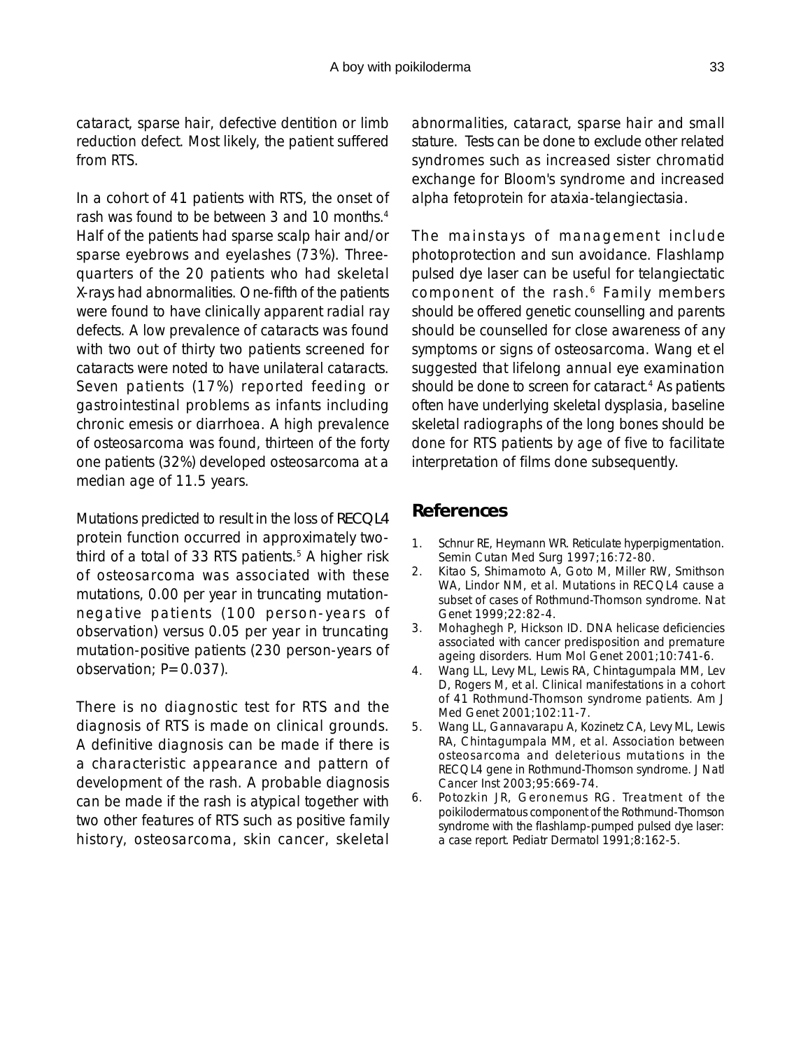cataract, sparse hair, defective dentition or limb reduction defect. Most likely, the patient suffered from RTS.

In a cohort of 41 patients with RTS, the onset of rash was found to be between 3 and 10 months.[4] Half of the patients had sparse scalp hair and/or sparse eyebrows and eyelashes (73%). Three-quarters of the 20 patients who had skeletal X-rays had abnormalities. One-fifth of the patients were found to have clinically apparent radial ray defects. A low prevalence of cataracts was found with two out of thirty two patients screened for cataracts were noted to have unilateral cataracts. Seven patients (17%) reported feeding or gastrointestinal problems as infants including chronic emesis or diarrhoea. A high prevalence of osteosarcoma was found, thirteen of the forty one patients (32%) developed osteosarcoma at a median age of 11.5 years.

Mutations predicted to result in the loss of RECQL4 protein function occurred in approximately two-third of a total of 33 RTS patients.[5] A higher risk of osteosarcoma was associated with these mutations, 0.00 per year in truncating mutation-negative patients (100 person-years of observation) versus 0.05 per year in truncating mutation-positive patients (230 person-years of observation; P=0.037).

There is no diagnostic test for RTS and the diagnosis of RTS is made on clinical grounds. A definitive diagnosis can be made if there is a characteristic appearance and pattern of development of the rash. A probable diagnosis can be made if the rash is atypical together with two other features of RTS such as positive family history, osteosarcoma, skin cancer, skeletal abnormalities, cataract, sparse hair and small stature. Tests can be done to exclude other related syndromes such as increased sister chromatid exchange for Bloom's syndrome and increased alpha fetoprotein for ataxia-telangiectasia.

The mainstays of management include photoprotection and sun avoidance. Flashlamp pulsed dye laser can be useful for telangiectatic component of the rash.[6] Family members should be offered genetic counselling and parents should be counselled for close awareness of any symptoms or signs of osteosarcoma. Wang et el suggested that lifelong annual eye examination should be done to screen for cataract.[4] As patients often have underlying skeletal dysplasia, baseline skeletal radiographs of the long bones should be done for RTS patients by age of five to facilitate interpretation of films done subsequently.

## References

1. Schnur RE, Heymann WR. Reticulate hyperpigmentation. Semin Cutan Med Surg 1997;16:72-80.
2. Kitao S, Shimamoto A, Goto M, Miller RW, Smithson WA, Lindor NM, et al. Mutations in RECQL4 cause a subset of cases of Rothmund-Thomson syndrome. Nat Genet 1999;22:82-4.
3. Mohaghegh P, Hickson ID. DNA helicase deficiencies associated with cancer predisposition and premature ageing disorders. Hum Mol Genet 2001;10:741-6.
4. Wang LL, Levy ML, Lewis RA, Chintagumpala MM, Lev D, Rogers M, et al. Clinical manifestations in a cohort of 41 Rothmund-Thomson syndrome patients. Am J Med Genet 2001;102:11-7.
5. Wang LL, Gannavarapu A, Kozinetz CA, Levy ML, Lewis RA, Chintagumpala MM, et al. Association between osteosarcoma and deleterious mutations in the RECQL4 gene in Rothmund-Thomson syndrome. J Natl Cancer Inst 2003;95:669-74.
6. Potozkin JR, Geronemus RG. Treatment of the poikilodermatous component of the Rothmund-Thomson syndrome with the flashlamp-pumped pulsed dye laser: a case report. Pediatr Dermatol 1991;8:162-5.